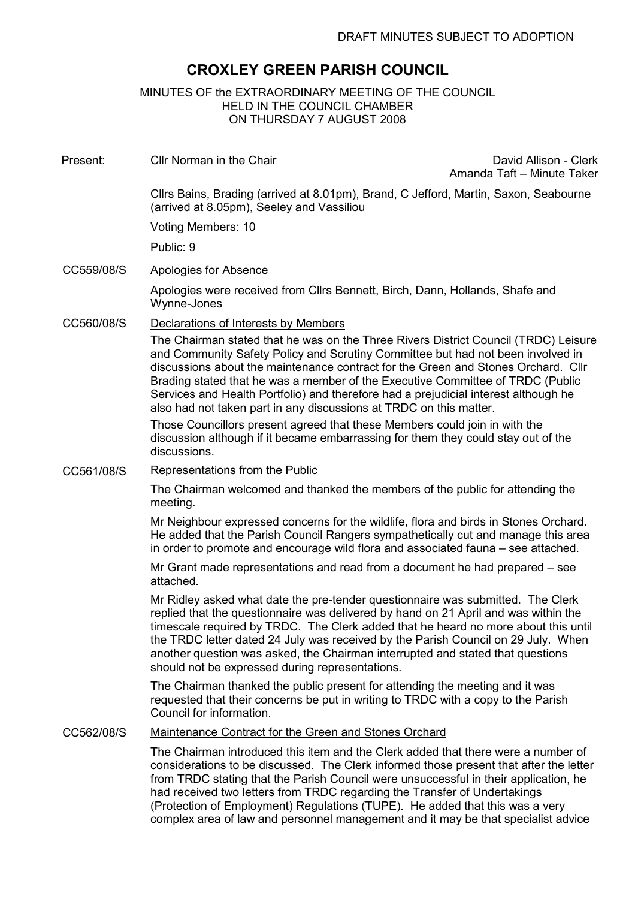DRAFT MINUTES SUBJECT TO ADOPTION

# CROXLEY GREEN PARISH COUNCIL

MINUTES OF the EXTRAORDINARY MEETING OF THE COUNCIL
HELD IN THE COUNCIL CHAMBER
ON THURSDAY 7 AUGUST 2008

Present: Cllr Norman in the Chair

David Allison - Clerk
Amanda Taft – Minute Taker

Cllrs Bains, Brading (arrived at 8.01pm), Brand, C Jefford, Martin, Saxon, Seabourne (arrived at 8.05pm), Seeley and Vassiliou

Voting Members: 10

Public: 9

**CC559/08/S** Apologies for Absence

Apologies were received from Cllrs Bennett, Birch, Dann, Hollands, Shafe and Wynne-Jones

**CC560/08/S** Declarations of Interests by Members

The Chairman stated that he was on the Three Rivers District Council (TRDC) Leisure and Community Safety Policy and Scrutiny Committee but had not been involved in discussions about the maintenance contract for the Green and Stones Orchard. Cllr Brading stated that he was a member of the Executive Committee of TRDC (Public Services and Health Portfolio) and therefore had a prejudicial interest although he also had not taken part in any discussions at TRDC on this matter.

Those Councillors present agreed that these Members could join in with the discussion although if it became embarrassing for them they could stay out of the discussions.

**CC561/08/S** Representations from the Public

The Chairman welcomed and thanked the members of the public for attending the meeting.

Mr Neighbour expressed concerns for the wildlife, flora and birds in Stones Orchard. He added that the Parish Council Rangers sympathetically cut and manage this area in order to promote and encourage wild flora and associated fauna – see attached.

Mr Grant made representations and read from a document he had prepared – see attached.

Mr Ridley asked what date the pre-tender questionnaire was submitted. The Clerk replied that the questionnaire was delivered by hand on 21 April and was within the timescale required by TRDC. The Clerk added that he heard no more about this until the TRDC letter dated 24 July was received by the Parish Council on 29 July. When another question was asked, the Chairman interrupted and stated that questions should not be expressed during representations.

The Chairman thanked the public present for attending the meeting and it was requested that their concerns be put in writing to TRDC with a copy to the Parish Council for information.

**CC562/08/S** Maintenance Contract for the Green and Stones Orchard

The Chairman introduced this item and the Clerk added that there were a number of considerations to be discussed. The Clerk informed those present that after the letter from TRDC stating that the Parish Council were unsuccessful in their application, he had received two letters from TRDC regarding the Transfer of Undertakings (Protection of Employment) Regulations (TUPE). He added that this was a very complex area of law and personnel management and it may be that specialist advice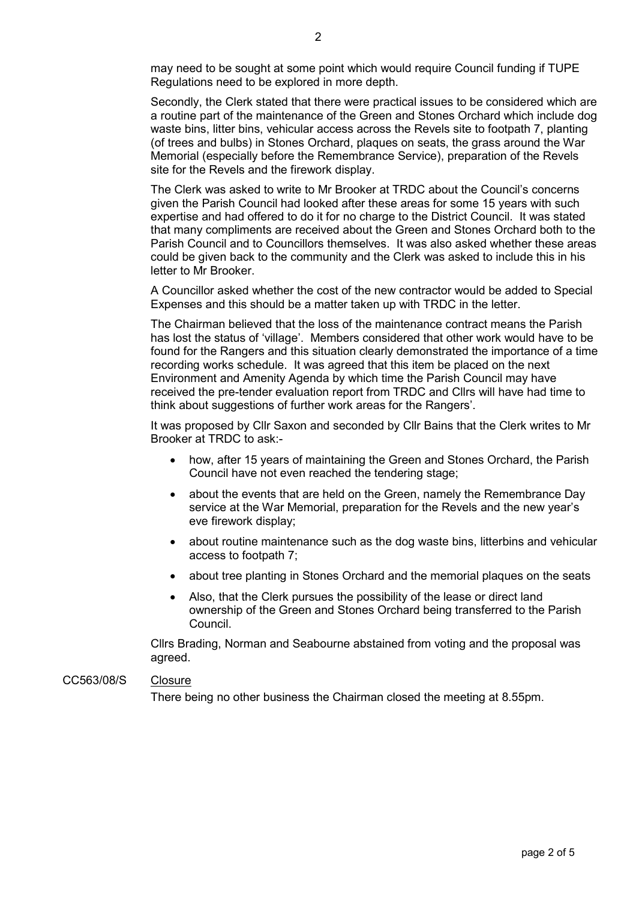may need to be sought at some point which would require Council funding if TUPE Regulations need to be explored in more depth.

Secondly, the Clerk stated that there were practical issues to be considered which are a routine part of the maintenance of the Green and Stones Orchard which include dog waste bins, litter bins, vehicular access across the Revels site to footpath 7, planting (of trees and bulbs) in Stones Orchard, plaques on seats, the grass around the War Memorial (especially before the Remembrance Service), preparation of the Revels site for the Revels and the firework display.

The Clerk was asked to write to Mr Brooker at TRDC about the Council's concerns given the Parish Council had looked after these areas for some 15 years with such expertise and had offered to do it for no charge to the District Council. It was stated that many compliments are received about the Green and Stones Orchard both to the Parish Council and to Councillors themselves. It was also asked whether these areas could be given back to the community and the Clerk was asked to include this in his letter to Mr Brooker.

A Councillor asked whether the cost of the new contractor would be added to Special Expenses and this should be a matter taken up with TRDC in the letter.

The Chairman believed that the loss of the maintenance contract means the Parish has lost the status of 'village'. Members considered that other work would have to be found for the Rangers and this situation clearly demonstrated the importance of a time recording works schedule. It was agreed that this item be placed on the next Environment and Amenity Agenda by which time the Parish Council may have received the pre-tender evaluation report from TRDC and Cllrs will have had time to think about suggestions of further work areas for the Rangers'.

It was proposed by Cllr Saxon and seconded by Cllr Bains that the Clerk writes to Mr Brooker at TRDC to ask:-

- how, after 15 years of maintaining the Green and Stones Orchard, the Parish Council have not even reached the tendering stage;
- about the events that are held on the Green, namely the Remembrance Day service at the War Memorial, preparation for the Revels and the new year's eve firework display;
- about routine maintenance such as the dog waste bins, litterbins and vehicular access to footpath 7;
- about tree planting in Stones Orchard and the memorial plaques on the seats
- Also, that the Clerk pursues the possibility of the lease or direct land ownership of the Green and Stones Orchard being transferred to the Parish Council.

Cllrs Brading, Norman and Seabourne abstained from voting and the proposal was agreed.

CC563/08/S <u>Closure</u>

There being no other business the Chairman closed the meeting at 8.55pm.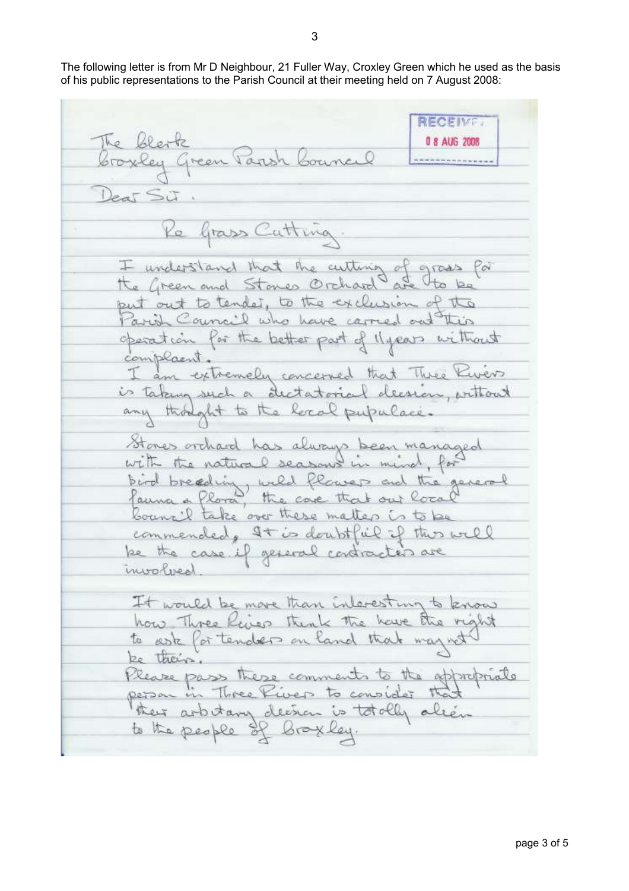The following letter is from Mr D Neighbour, 21 Fuller Way, Croxley Green which he used as the basis of his public representations to the Parish Council at their meeting held on 7 August 2008:

RECEIVED
08 AUG 2008

The Clerk
Croxley Green Parish Council

Dear Sir.

Re Grass Cutting.

I understand that the cutting of grass for the Green and Stones Orchard are to be put out to tender, to the exclusion of the Parish Council who have carried out this operation for the better part of 11 years without complaint.

I am extremely concerned that Three Rivers is taking such a dictatorial decision, without any thought to the local populace.

Stones orchard has always been managed with the natural seasons in mind, for bird breeding, wild flowers and the general fauna & flora, the care that our local Council take over these matters is to be commended, It is doubtful if this will be the case if general contractors are involved.

It would be more than interesting to know how Three Rivers think the have the right to ask for tenders on land that may not be theirs.

Please pass these comments to the appropriate person in Three Rivers to consider that their arbitrary decision is totally alien to the people of Croxley.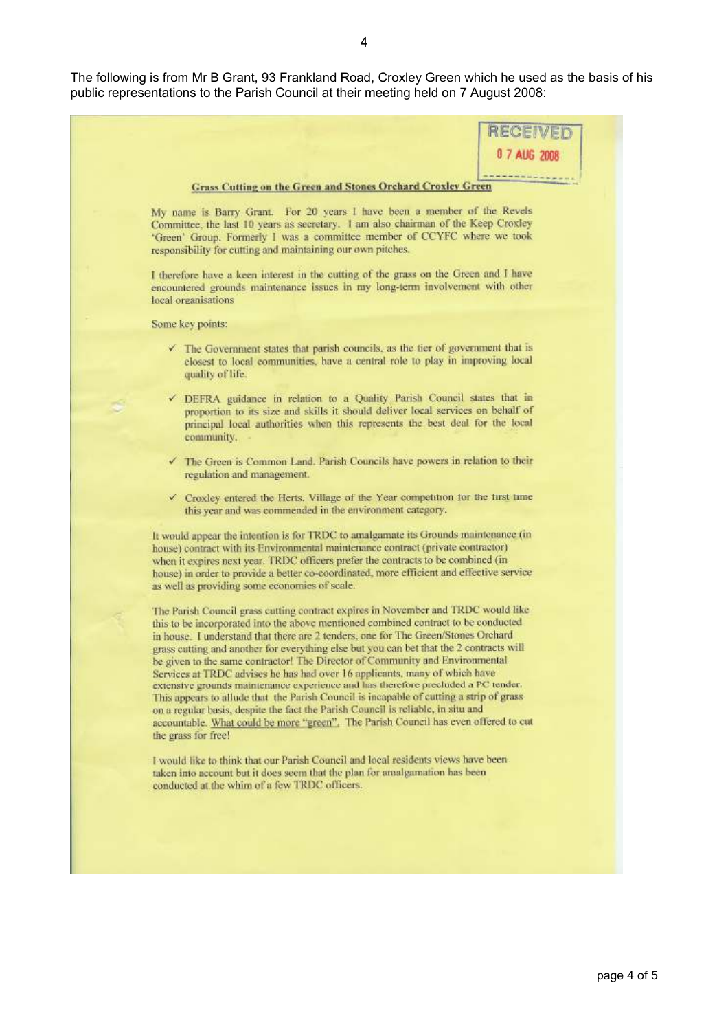The following is from Mr B Grant, 93 Frankland Road, Croxley Green which he used as the basis of his public representations to the Parish Council at their meeting held on 7 August 2008:

RECEIVED
07 AUG 2008

**Grass Cutting on the Green and Stones Orchard Croxley Green**

My name is Barry Grant. For 20 years I have been a member of the Revels Committee, the last 10 years as secretary. I am also chairman of the Keep Croxley 'Green' Group. Formerly I was a committee member of CCYFC where we took responsibility for cutting and maintaining our own pitches.

I therefore have a keen interest in the cutting of the grass on the Green and I have encountered grounds maintenance issues in my long-term involvement with other local organisations

Some key points:

- ✓ The Government states that parish councils, as the tier of government that is closest to local communities, have a central role to play in improving local quality of life.
- ✓ DEFRA guidance in relation to a Quality Parish Council states that in proportion to its size and skills it should deliver local services on behalf of principal local authorities when this represents the best deal for the local community.
- ✓ The Green is Common Land. Parish Councils have powers in relation to their regulation and management.
- ✓ Croxley entered the Herts. Village of the Year competition for the first time this year and was commended in the environment category.

It would appear the intention is for TRDC to amalgamate its Grounds maintenance (in house) contract with its Environmental maintenance contract (private contractor) when it expires next year. TRDC officers prefer the contracts to be combined (in house) in order to provide a better co-coordinated, more efficient and effective service as well as providing some economies of scale.

The Parish Council grass cutting contract expires in November and TRDC would like this to be incorporated into the above mentioned combined contract to be conducted in house. I understand that there are 2 tenders, one for The Green/Stones Orchard grass cutting and another for everything else but you can bet that the 2 contracts will be given to the same contractor! The Director of Community and Environmental Services at TRDC advises he has had over 16 applicants, many of which have extensive grounds maintenance experience and has therefore precluded a PC tender. This appears to allude that the Parish Council is incapable of cutting a strip of grass on a regular basis, despite the fact the Parish Council is reliable, in situ and accountable. <u>What could be more "green"</u>. The Parish Council has even offered to cut the grass for free!

I would like to think that our Parish Council and local residents views have been taken into account but it does seem that the plan for amalgamation has been conducted at the whim of a few TRDC officers.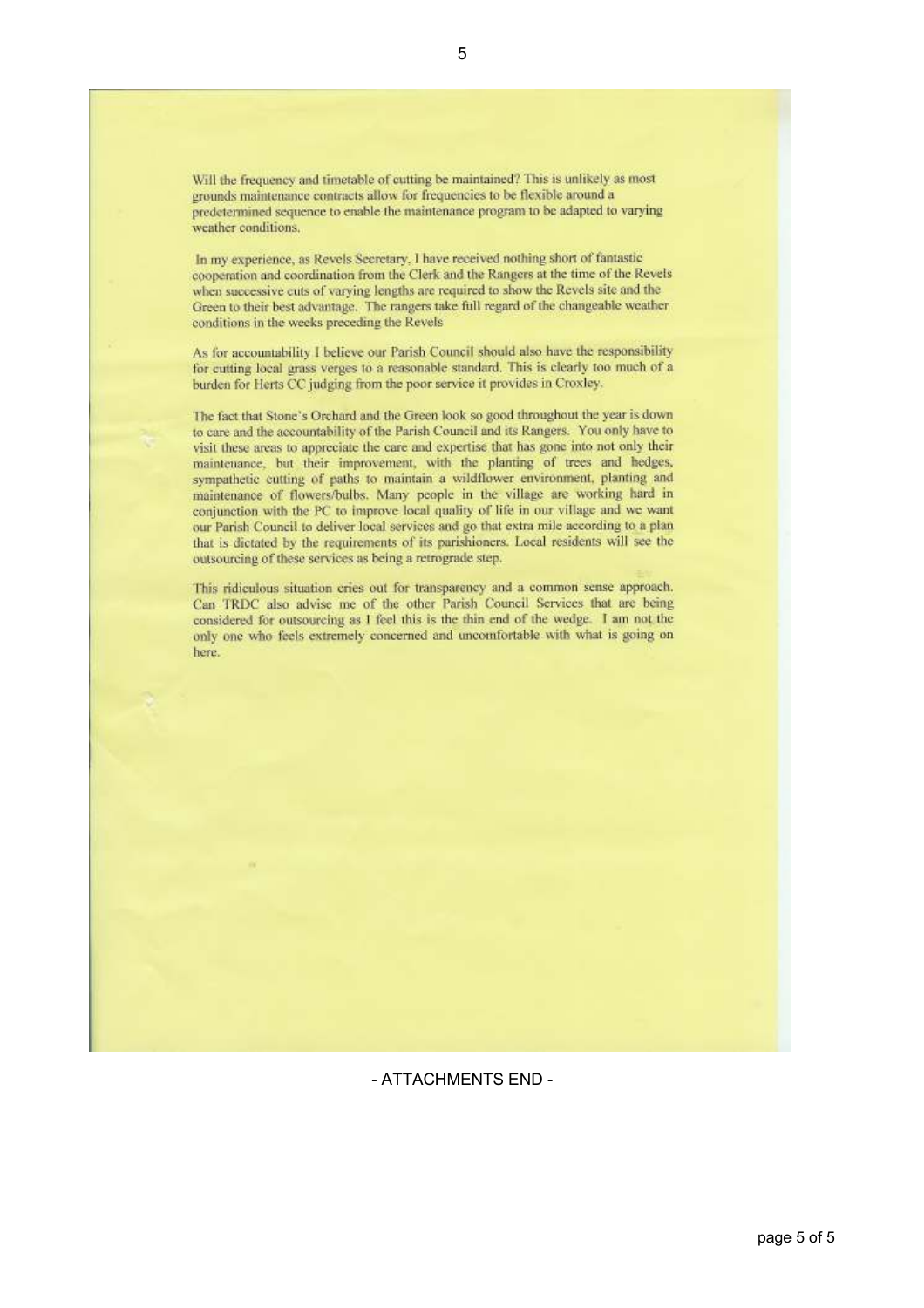Will the frequency and timetable of cutting be maintained? This is unlikely as most grounds maintenance contracts allow for frequencies to be flexible around a predetermined sequence to enable the maintenance program to be adapted to varying weather conditions.

In my experience, as Revels Secretary, I have received nothing short of fantastic cooperation and coordination from the Clerk and the Rangers at the time of the Revels when successive cuts of varying lengths are required to show the Revels site and the Green to their best advantage. The rangers take full regard of the changeable weather conditions in the weeks preceding the Revels

As for accountability I believe our Parish Council should also have the responsibility for cutting local grass verges to a reasonable standard. This is clearly too much of a burden for Herts CC judging from the poor service it provides in Croxley.

The fact that Stone's Orchard and the Green look so good throughout the year is down to care and the accountability of the Parish Council and its Rangers. You only have to visit these areas to appreciate the care and expertise that has gone into not only their maintenance, but their improvement, with the planting of trees and hedges, sympathetic cutting of paths to maintain a wildflower environment, planting and maintenance of flowers/bulbs. Many people in the village are working hard in conjunction with the PC to improve local quality of life in our village and we want our Parish Council to deliver local services and go that extra mile according to a plan that is dictated by the requirements of its parishioners. Local residents will see the outsourcing of these services as being a retrograde step.

This ridiculous situation cries out for transparency and a common sense approach. Can TRDC also advise me of the other Parish Council Services that are being considered for outsourcing as I feel this is the thin end of the wedge. I am not the only one who feels extremely concerned and uncomfortable with what is going on here.

- ATTACHMENTS END -